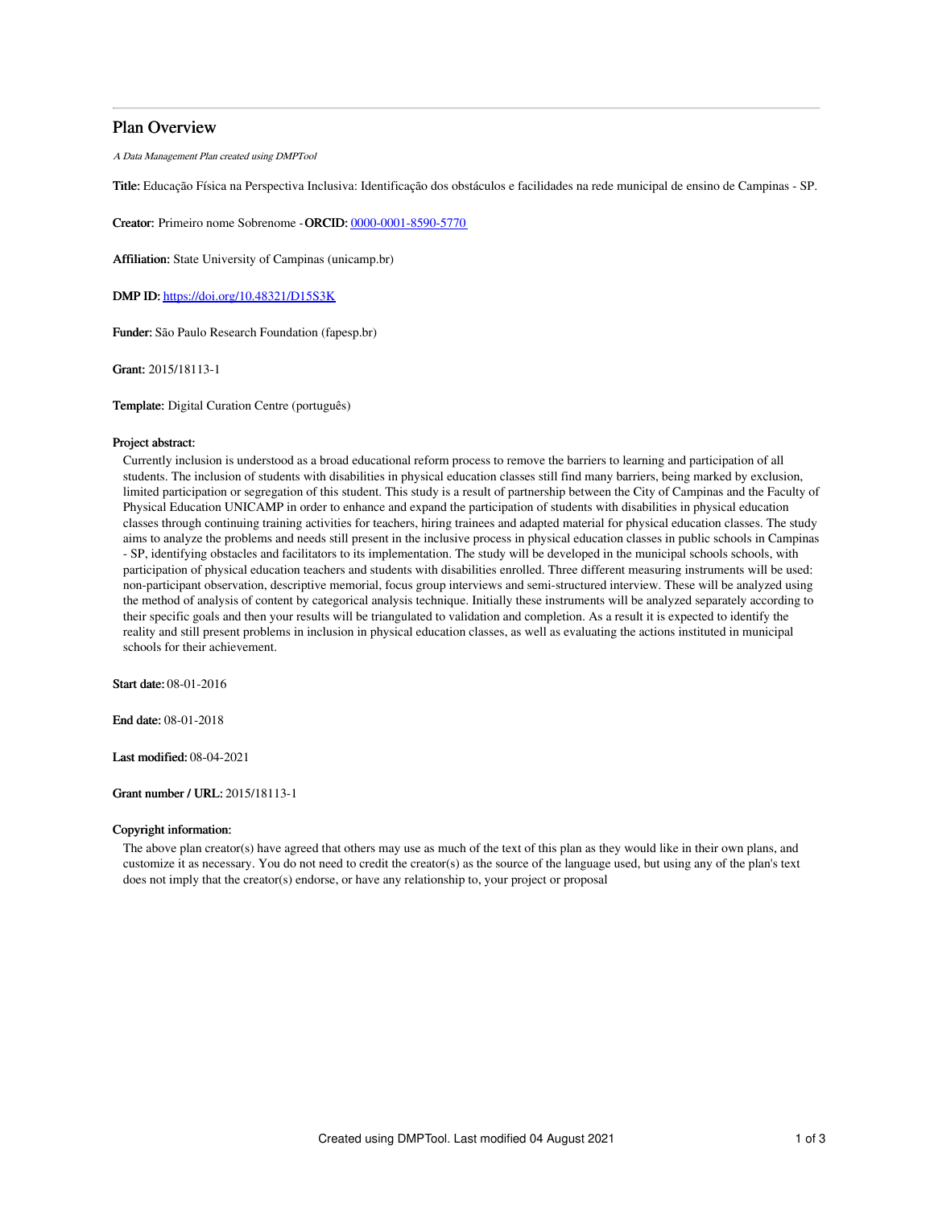# Plan Overview

*A Data Management Plan created using DMPTool*

**Title:** Educação Física na Perspectiva Inclusiva: Identificação dos obstáculos e facilidades na rede municipal de ensino de Campinas - SP.

**Creator:** Primeiro nome Sobrenome -**ORCID:** 0000-0001-8590-5770

**Affiliation:** State University of Campinas (unicamp.br)

**DMP ID:** https://doi.org/10.48321/D15S3K

**Funder:** São Paulo Research Foundation (fapesp.br)

**Grant:** 2015/18113-1

**Template:** Digital Curation Centre (português)

**Project abstract:**

Currently inclusion is understood as a broad educational reform process to remove the barriers to learning and participation of all students. The inclusion of students with disabilities in physical education classes still find many barriers, being marked by exclusion, limited participation or segregation of this student. This study is a result of partnership between the City of Campinas and the Faculty of Physical Education UNICAMP in order to enhance and expand the participation of students with disabilities in physical education classes through continuing training activities for teachers, hiring trainees and adapted material for physical education classes. The study aims to analyze the problems and needs still present in the inclusive process in physical education classes in public schools in Campinas - SP, identifying obstacles and facilitators to its implementation. The study will be developed in the municipal schools schools, with participation of physical education teachers and students with disabilities enrolled. Three different measuring instruments will be used: non-participant observation, descriptive memorial, focus group interviews and semi-structured interview. These will be analyzed using the method of analysis of content by categorical analysis technique. Initially these instruments will be analyzed separately according to their specific goals and then your results will be triangulated to validation and completion. As a result it is expected to identify the reality and still present problems in inclusion in physical education classes, as well as evaluating the actions instituted in municipal schools for their achievement.

**Start date:** 08-01-2016

**End date:** 08-01-2018

**Last modified:** 08-04-2021

**Grant number / URL:** 2015/18113-1

**Copyright information:**

The above plan creator(s) have agreed that others may use as much of the text of this plan as they would like in their own plans, and customize it as necessary. You do not need to credit the creator(s) as the source of the language used, but using any of the plan's text does not imply that the creator(s) endorse, or have any relationship to, your project or proposal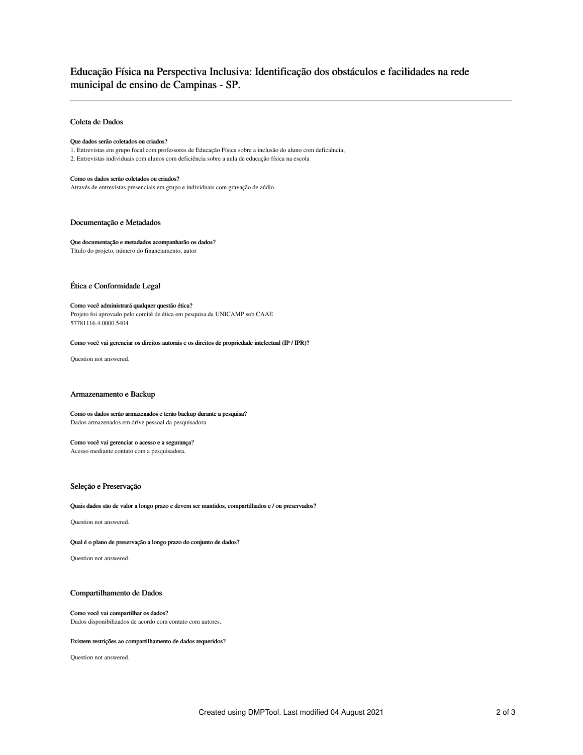# Educação Física na Perspectiva Inclusiva: Identificação dos obstáculos e facilidades na rede municipal de ensino de Campinas - SP.

## Coleta de Dados

**Que dados serão coletados ou criados?**

1. Entrevistas em grupo focal com professores de Educação Física sobre a inclusão do aluno com deficiência;
2. Entrevistas individuais com alunos com deficiência sobre a aula de educação física na escola

**Como os dados serão coletados ou criados?**

Através de entrevistas presenciais em grupo e individuais com gravação de aúdio.

## Documentação e Metadados

**Que documentação e metadados acompanharão os dados?**

Título do projeto, número do financiamento, autor

## Ética e Conformidade Legal

**Como você administrará qualquer questão ética?**

Projeto foi aprovado pelo comitê de ética em pesquisa da UNICAMP sob CAAE
57781116.4.0000.5404

**Como você vai gerenciar os direitos autorais e os direitos de propriedade intelectual (IP / IPR)?**

Question not answered.

## Armazenamento e Backup

**Como os dados serão armazenados e terão backup durante a pesquisa?**

Dados armazenados em drive pessoal da pesquisadora

**Como você vai gerenciar o acesso e a segurança?**

Acesso mediante contato com a pesquisadora.

## Seleção e Preservação

**Quais dados são de valor a longo prazo e devem ser mantidos, compartilhados e / ou preservados?**

Question not answered.

**Qual é o plano de preservação a longo prazo do conjunto de dados?**

Question not answered.

## Compartilhamento de Dados

**Como você vai compartilhar os dados?**

Dados disponibilizados de acordo com contato com autores.

**Existem restrições ao compartilhamento de dados requeridos?**

Question not answered.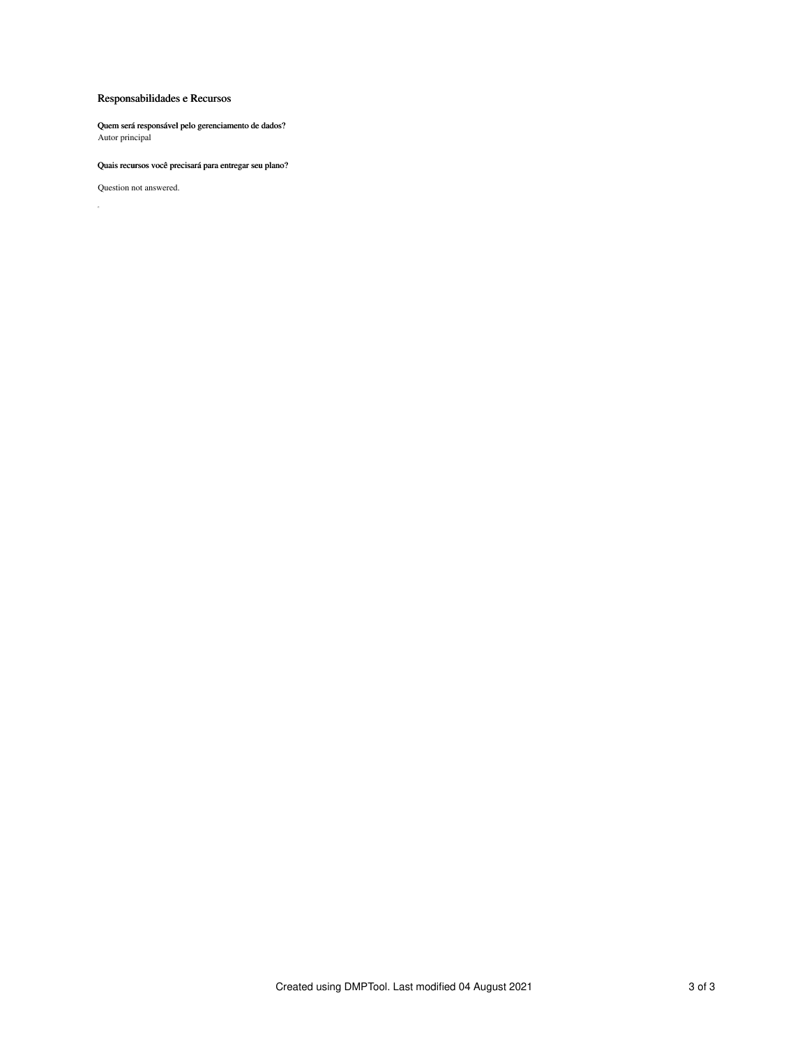## Responsabilidades e Recursos

**Quem será responsável pelo gerenciamento de dados?**

Autor principal

**Quais recursos você precisará para entregar seu plano?**

Question not answered.

.